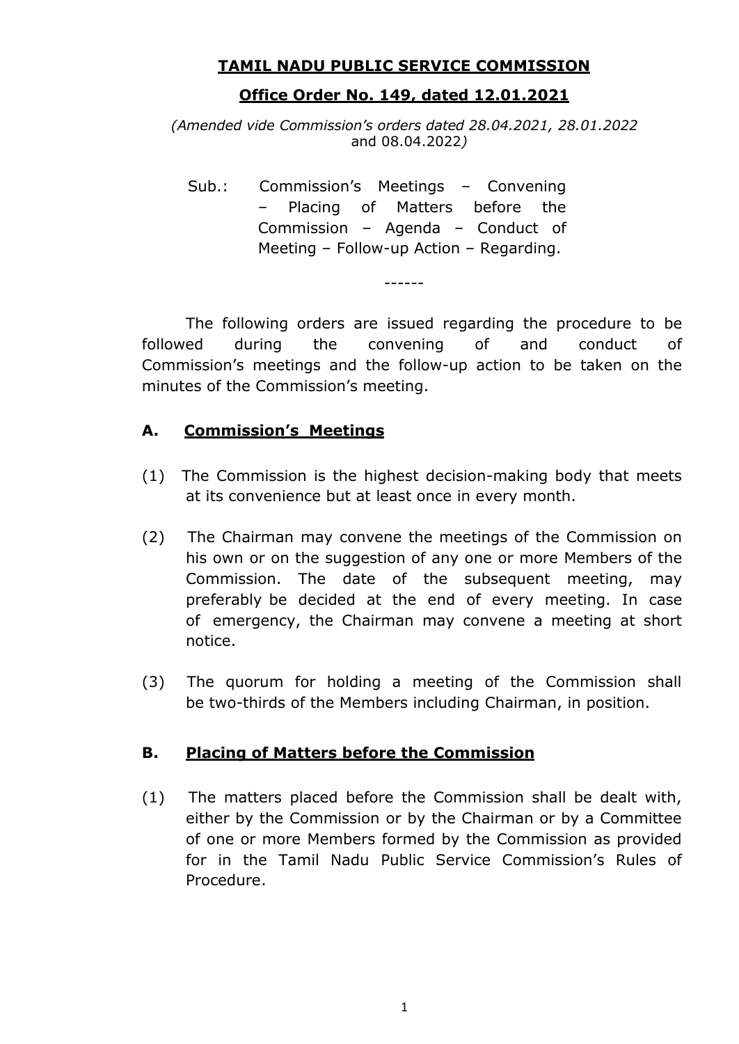# TAMIL NADU PUBLIC SERVICE COMMISSION

## Office Order No. 149, dated 12.01.2021

*(Amended vide Commission's orders dated 28.04.2021, 28.01.2022* and 08.04.2022*)*

Sub.: Commission's Meetings – Convening – Placing of Matters before the Commission – Agenda – Conduct of Meeting – Follow-up Action – Regarding.

------

The following orders are issued regarding the procedure to be followed during the convening of and conduct of Commission's meetings and the follow-up action to be taken on the minutes of the Commission's meeting.

### A. Commission's Meetings

(1) The Commission is the highest decision-making body that meets at its convenience but at least once in every month.

(2) The Chairman may convene the meetings of the Commission on his own or on the suggestion of any one or more Members of the Commission. The date of the subsequent meeting, may preferably be decided at the end of every meeting. In case of emergency, the Chairman may convene a meeting at short notice.

(3) The quorum for holding a meeting of the Commission shall be two-thirds of the Members including Chairman, in position.

### B. Placing of Matters before the Commission

(1) The matters placed before the Commission shall be dealt with, either by the Commission or by the Chairman or by a Committee of one or more Members formed by the Commission as provided for in the Tamil Nadu Public Service Commission's Rules of Procedure.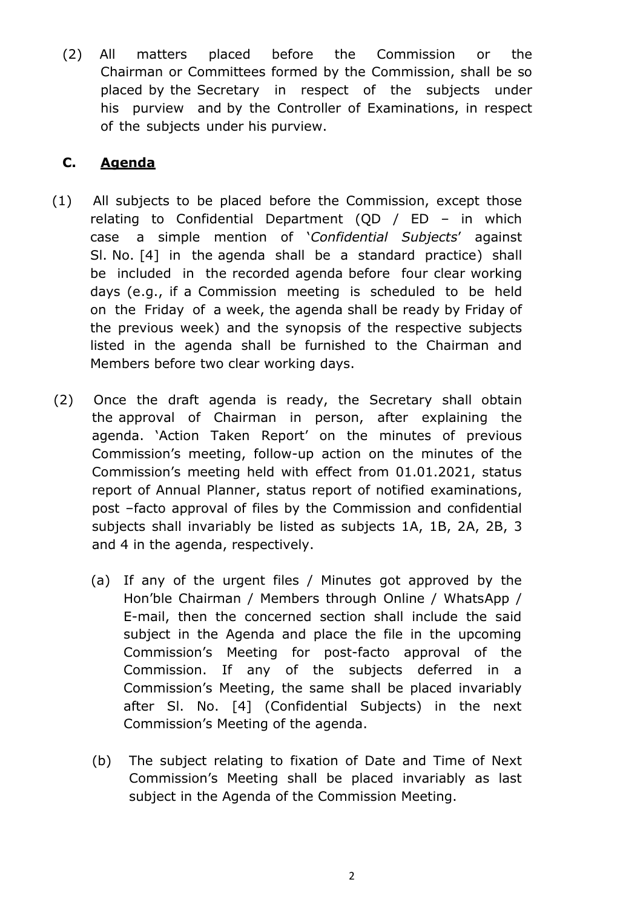(2) All matters placed before the Commission or the Chairman or Committees formed by the Commission, shall be so placed by the Secretary in respect of the subjects under his purview and by the Controller of Examinations, in respect of the subjects under his purview.

## C. <u>Agenda</u>

(1) All subjects to be placed before the Commission, except those relating to Confidential Department (QD / ED – in which case a simple mention of '*Confidential Subjects*' against Sl. No. [4] in the agenda shall be a standard practice) shall be included in the recorded agenda before four clear working days (e.g., if a Commission meeting is scheduled to be held on the Friday of a week, the agenda shall be ready by Friday of the previous week) and the synopsis of the respective subjects listed in the agenda shall be furnished to the Chairman and Members before two clear working days.

(2) Once the draft agenda is ready, the Secretary shall obtain the approval of Chairman in person, after explaining the agenda. 'Action Taken Report' on the minutes of previous Commission's meeting, follow-up action on the minutes of the Commission's meeting held with effect from 01.01.2021, status report of Annual Planner, status report of notified examinations, post –facto approval of files by the Commission and confidential subjects shall invariably be listed as subjects 1A, 1B, 2A, 2B, 3 and 4 in the agenda, respectively.

(a) If any of the urgent files / Minutes got approved by the Hon'ble Chairman / Members through Online / WhatsApp / E-mail, then the concerned section shall include the said subject in the Agenda and place the file in the upcoming Commission's Meeting for post-facto approval of the Commission. If any of the subjects deferred in a Commission's Meeting, the same shall be placed invariably after Sl. No. [4] (Confidential Subjects) in the next Commission's Meeting of the agenda.

(b) The subject relating to fixation of Date and Time of Next Commission's Meeting shall be placed invariably as last subject in the Agenda of the Commission Meeting.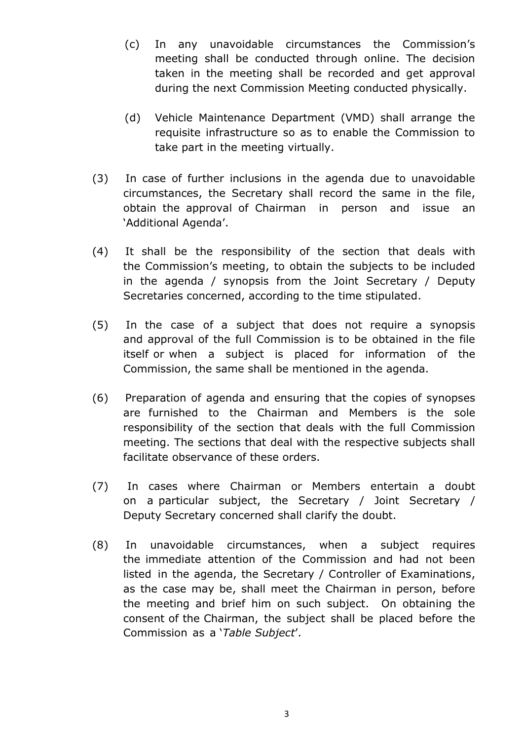(c) In any unavoidable circumstances the Commission's meeting shall be conducted through online. The decision taken in the meeting shall be recorded and get approval during the next Commission Meeting conducted physically.

(d) Vehicle Maintenance Department (VMD) shall arrange the requisite infrastructure so as to enable the Commission to take part in the meeting virtually.

(3) In case of further inclusions in the agenda due to unavoidable circumstances, the Secretary shall record the same in the file, obtain the approval of Chairman in person and issue an 'Additional Agenda'.

(4) It shall be the responsibility of the section that deals with the Commission's meeting, to obtain the subjects to be included in the agenda / synopsis from the Joint Secretary / Deputy Secretaries concerned, according to the time stipulated.

(5) In the case of a subject that does not require a synopsis and approval of the full Commission is to be obtained in the file itself or when a subject is placed for information of the Commission, the same shall be mentioned in the agenda.

(6) Preparation of agenda and ensuring that the copies of synopses are furnished to the Chairman and Members is the sole responsibility of the section that deals with the full Commission meeting. The sections that deal with the respective subjects shall facilitate observance of these orders.

(7) In cases where Chairman or Members entertain a doubt on a particular subject, the Secretary / Joint Secretary / Deputy Secretary concerned shall clarify the doubt.

(8) In unavoidable circumstances, when a subject requires the immediate attention of the Commission and had not been listed in the agenda, the Secretary / Controller of Examinations, as the case may be, shall meet the Chairman in person, before the meeting and brief him on such subject. On obtaining the consent of the Chairman, the subject shall be placed before the Commission as a '*Table Subject*'.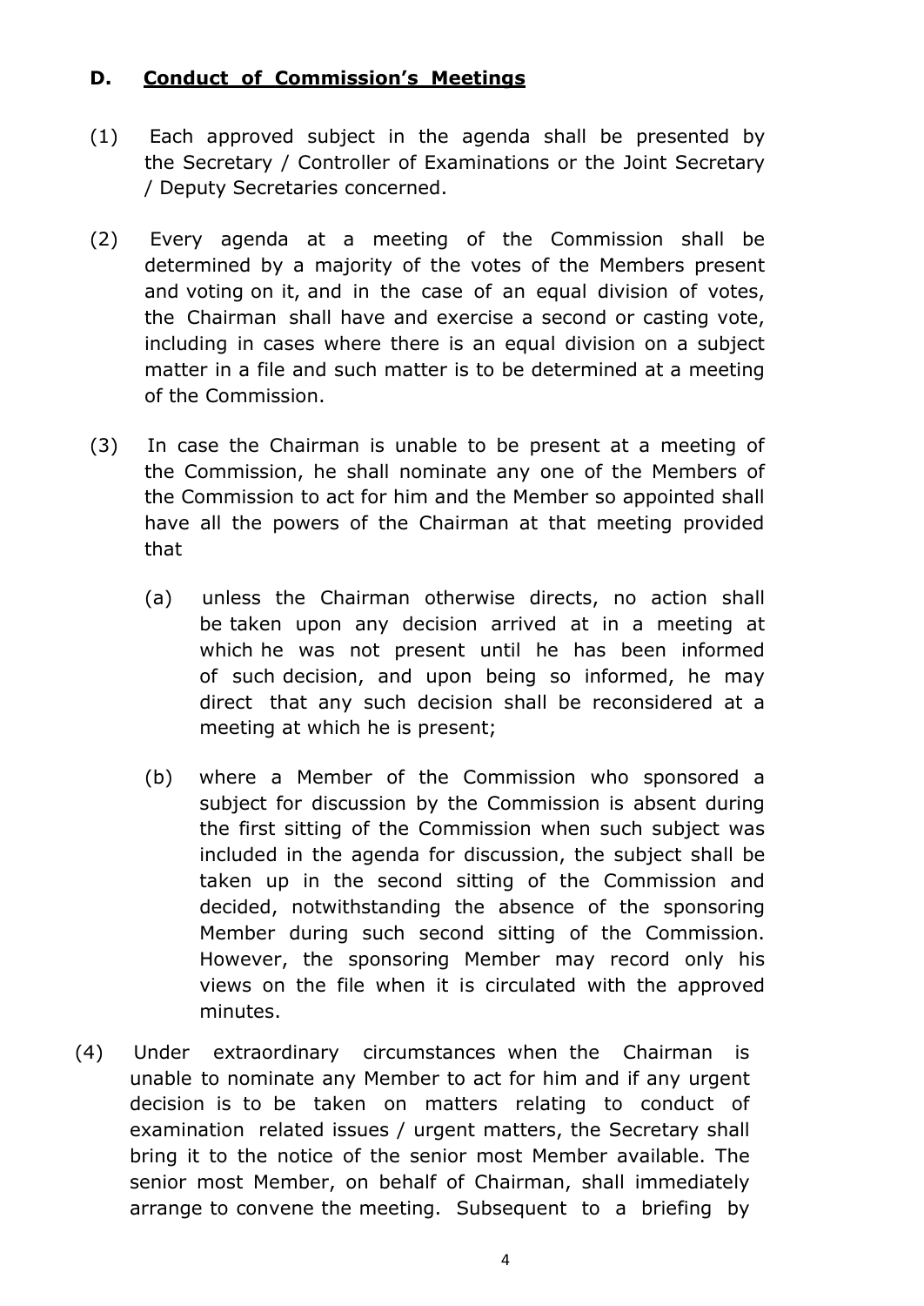**D. Conduct of Commission's Meetings**

(1) Each approved subject in the agenda shall be presented by the Secretary / Controller of Examinations or the Joint Secretary / Deputy Secretaries concerned.

(2) Every agenda at a meeting of the Commission shall be determined by a majority of the votes of the Members present and voting on it, and in the case of an equal division of votes, the Chairman shall have and exercise a second or casting vote, including in cases where there is an equal division on a subject matter in a file and such matter is to be determined at a meeting of the Commission.

(3) In case the Chairman is unable to be present at a meeting of the Commission, he shall nominate any one of the Members of the Commission to act for him and the Member so appointed shall have all the powers of the Chairman at that meeting provided that

(a) unless the Chairman otherwise directs, no action shall be taken upon any decision arrived at in a meeting at which he was not present until he has been informed of such decision, and upon being so informed, he may direct that any such decision shall be reconsidered at a meeting at which he is present;

(b) where a Member of the Commission who sponsored a subject for discussion by the Commission is absent during the first sitting of the Commission when such subject was included in the agenda for discussion, the subject shall be taken up in the second sitting of the Commission and decided, notwithstanding the absence of the sponsoring Member during such second sitting of the Commission. However, the sponsoring Member may record only his views on the file when it is circulated with the approved minutes.

(4) Under extraordinary circumstances when the Chairman is unable to nominate any Member to act for him and if any urgent decision is to be taken on matters relating to conduct of examination related issues / urgent matters, the Secretary shall bring it to the notice of the senior most Member available. The senior most Member, on behalf of Chairman, shall immediately arrange to convene the meeting. Subsequent to a briefing by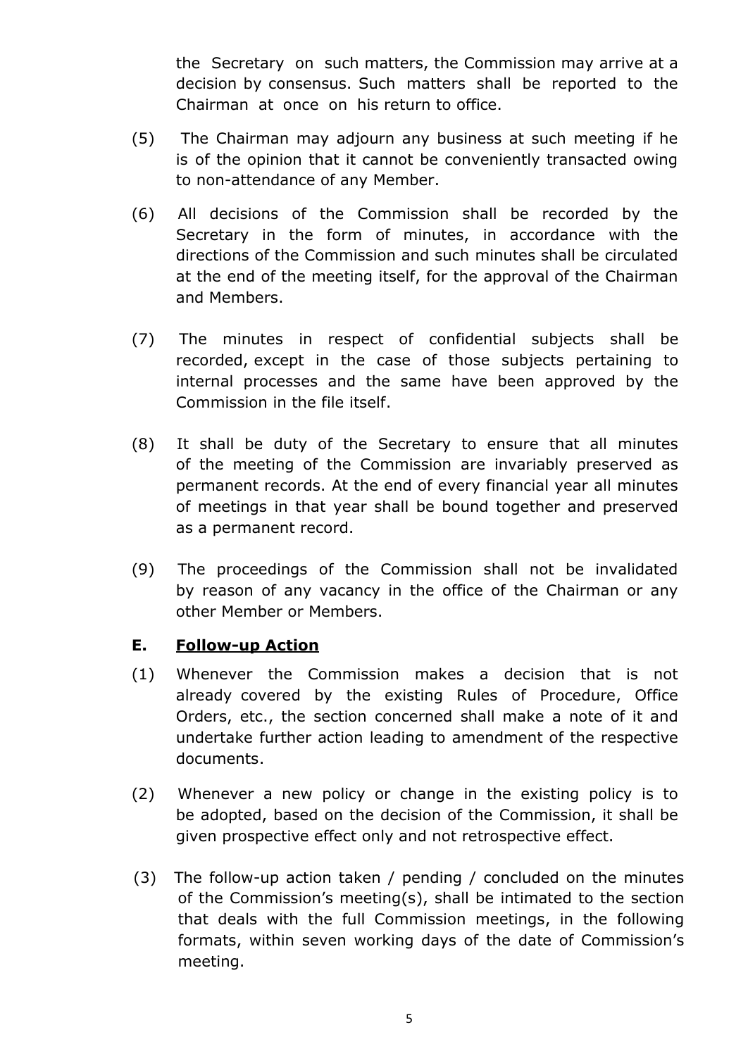the Secretary on such matters, the Commission may arrive at a decision by consensus. Such matters shall be reported to the Chairman at once on his return to office.

(5) The Chairman may adjourn any business at such meeting if he is of the opinion that it cannot be conveniently transacted owing to non-attendance of any Member.

(6) All decisions of the Commission shall be recorded by the Secretary in the form of minutes, in accordance with the directions of the Commission and such minutes shall be circulated at the end of the meeting itself, for the approval of the Chairman and Members.

(7) The minutes in respect of confidential subjects shall be recorded, except in the case of those subjects pertaining to internal processes and the same have been approved by the Commission in the file itself.

(8) It shall be duty of the Secretary to ensure that all minutes of the meeting of the Commission are invariably preserved as permanent records. At the end of every financial year all minutes of meetings in that year shall be bound together and preserved as a permanent record.

(9) The proceedings of the Commission shall not be invalidated by reason of any vacancy in the office of the Chairman or any other Member or Members.

## E. <u>Follow-up Action</u>

(1) Whenever the Commission makes a decision that is not already covered by the existing Rules of Procedure, Office Orders, etc., the section concerned shall make a note of it and undertake further action leading to amendment of the respective documents.

(2) Whenever a new policy or change in the existing policy is to be adopted, based on the decision of the Commission, it shall be given prospective effect only and not retrospective effect.

(3) The follow-up action taken / pending / concluded on the minutes of the Commission's meeting(s), shall be intimated to the section that deals with the full Commission meetings, in the following formats, within seven working days of the date of Commission's meeting.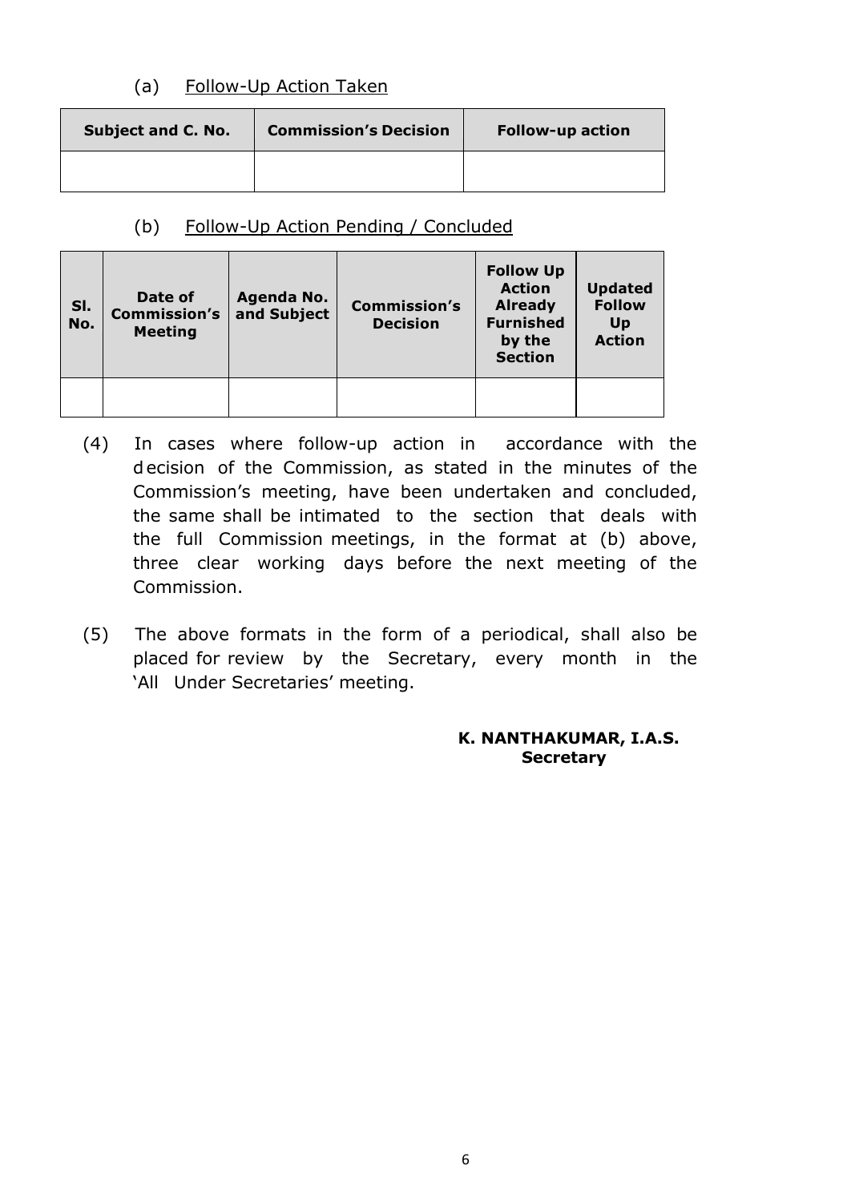(a) Follow-Up Action Taken

| Subject and C. No. | Commission's Decision | Follow-up action |
|---|---|---|
| | | |

(b) Follow-Up Action Pending / Concluded

| Sl. No. | Date of Commission's Meeting | Agenda No. and Subject | Commission's Decision | Follow Up Action Already Furnished by the Section | Updated Follow Up Action |
|---|---|---|---|---|---|
| | | | | | |

(4) In cases where follow-up action in accordance with the decision of the Commission, as stated in the minutes of the Commission's meeting, have been undertaken and concluded, the same shall be intimated to the section that deals with the full Commission meetings, in the format at (b) above, three clear working days before the next meeting of the Commission.

(5) The above formats in the form of a periodical, shall also be placed for review by the Secretary, every month in the 'All Under Secretaries' meeting.

**K. NANTHAKUMAR, I.A.S.**
**Secretary**